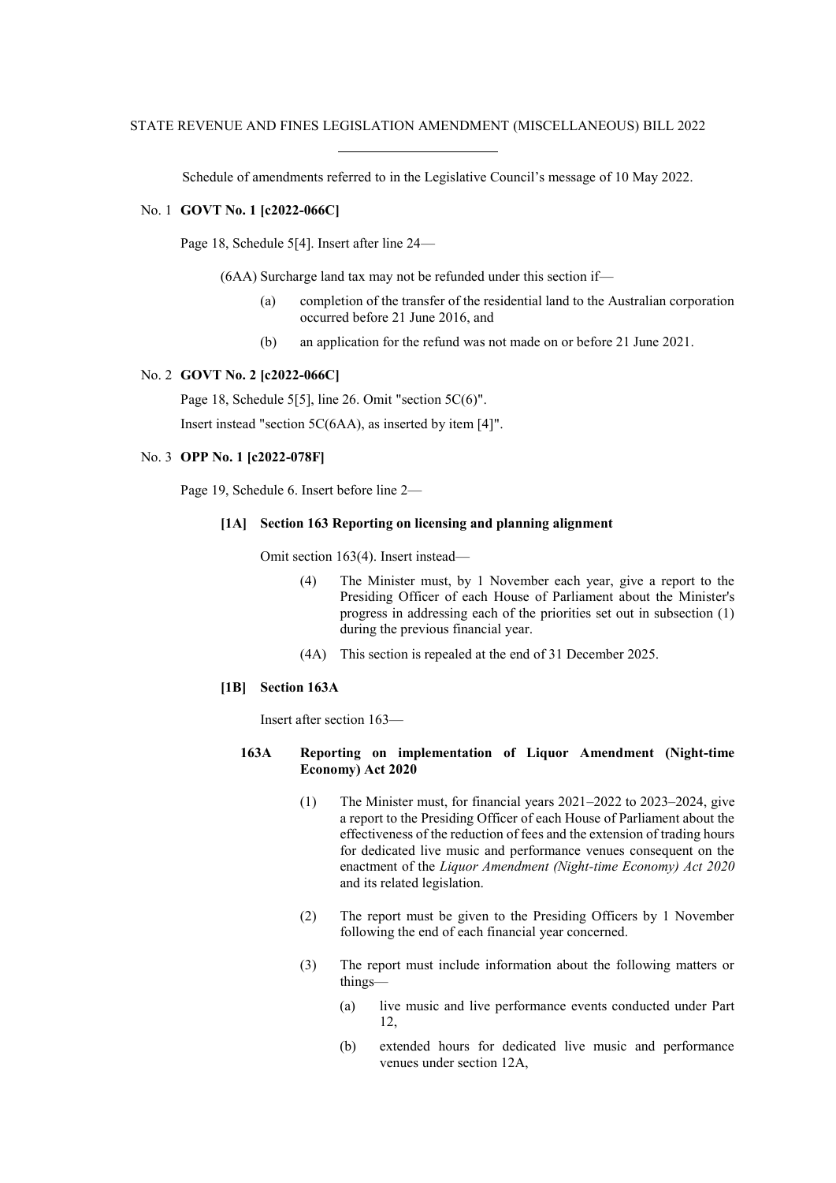STATE REVENUE AND FINES LEGISLATION AMENDMENT (MISCELLANEOUS) BILL 2022

Schedule of amendments referred to in the Legislative Council's message of 10 May 2022.

No. 1 **GOVT No. 1 [c2022-066C]**

Page 18, Schedule 5[4]. Insert after line 24—

(6AA) Surcharge land tax may not be refunded under this section if—

(a) completion of the transfer of the residential land to the Australian corporation occurred before 21 June 2016, and

(b) an application for the refund was not made on or before 21 June 2021.

No. 2 **GOVT No. 2 [c2022-066C]**

Page 18, Schedule 5[5], line 26. Omit "section 5C(6)".

Insert instead "section 5C(6AA), as inserted by item [4]".

No. 3 **OPP No. 1 [c2022-078F]**

Page 19, Schedule 6. Insert before line 2—

**[1A] Section 163 Reporting on licensing and planning alignment**

Omit section 163(4). Insert instead—

(4) The Minister must, by 1 November each year, give a report to the Presiding Officer of each House of Parliament about the Minister's progress in addressing each of the priorities set out in subsection (1) during the previous financial year.

(4A) This section is repealed at the end of 31 December 2025.

**[1B] Section 163A**

Insert after section 163—

**163A Reporting on implementation of Liquor Amendment (Night-time Economy) Act 2020**

(1) The Minister must, for financial years 2021–2022 to 2023–2024, give a report to the Presiding Officer of each House of Parliament about the effectiveness of the reduction of fees and the extension of trading hours for dedicated live music and performance venues consequent on the enactment of the *Liquor Amendment (Night-time Economy) Act 2020* and its related legislation.

(2) The report must be given to the Presiding Officers by 1 November following the end of each financial year concerned.

(3) The report must include information about the following matters or things—

(a) live music and live performance events conducted under Part 12,

(b) extended hours for dedicated live music and performance venues under section 12A,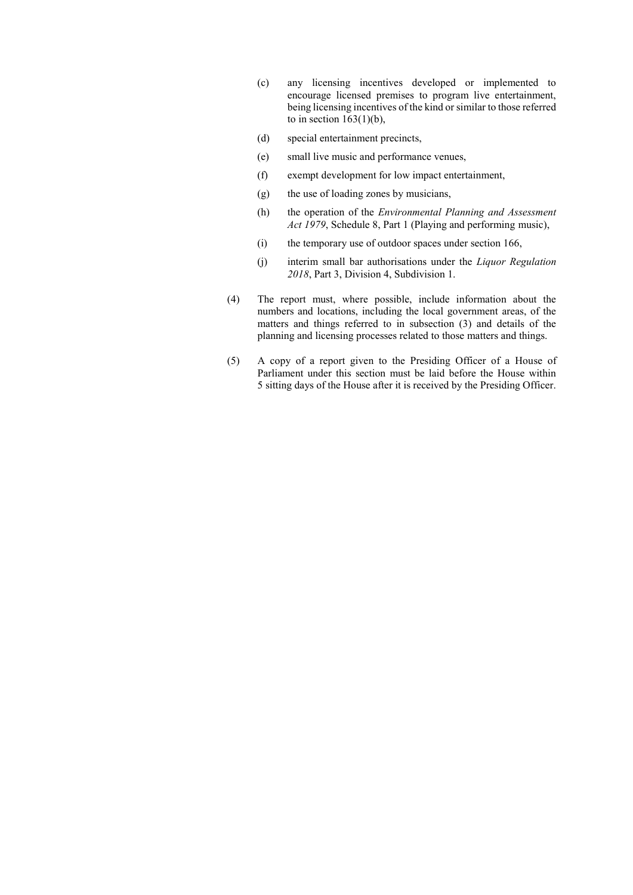(c) any licensing incentives developed or implemented to encourage licensed premises to program live entertainment, being licensing incentives of the kind or similar to those referred to in section 163(1)(b),

(d) special entertainment precincts,

(e) small live music and performance venues,

(f) exempt development for low impact entertainment,

(g) the use of loading zones by musicians,

(h) the operation of the *Environmental Planning and Assessment Act 1979*, Schedule 8, Part 1 (Playing and performing music),

(i) the temporary use of outdoor spaces under section 166,

(j) interim small bar authorisations under the *Liquor Regulation 2018*, Part 3, Division 4, Subdivision 1.

(4) The report must, where possible, include information about the numbers and locations, including the local government areas, of the matters and things referred to in subsection (3) and details of the planning and licensing processes related to those matters and things.

(5) A copy of a report given to the Presiding Officer of a House of Parliament under this section must be laid before the House within 5 sitting days of the House after it is received by the Presiding Officer.